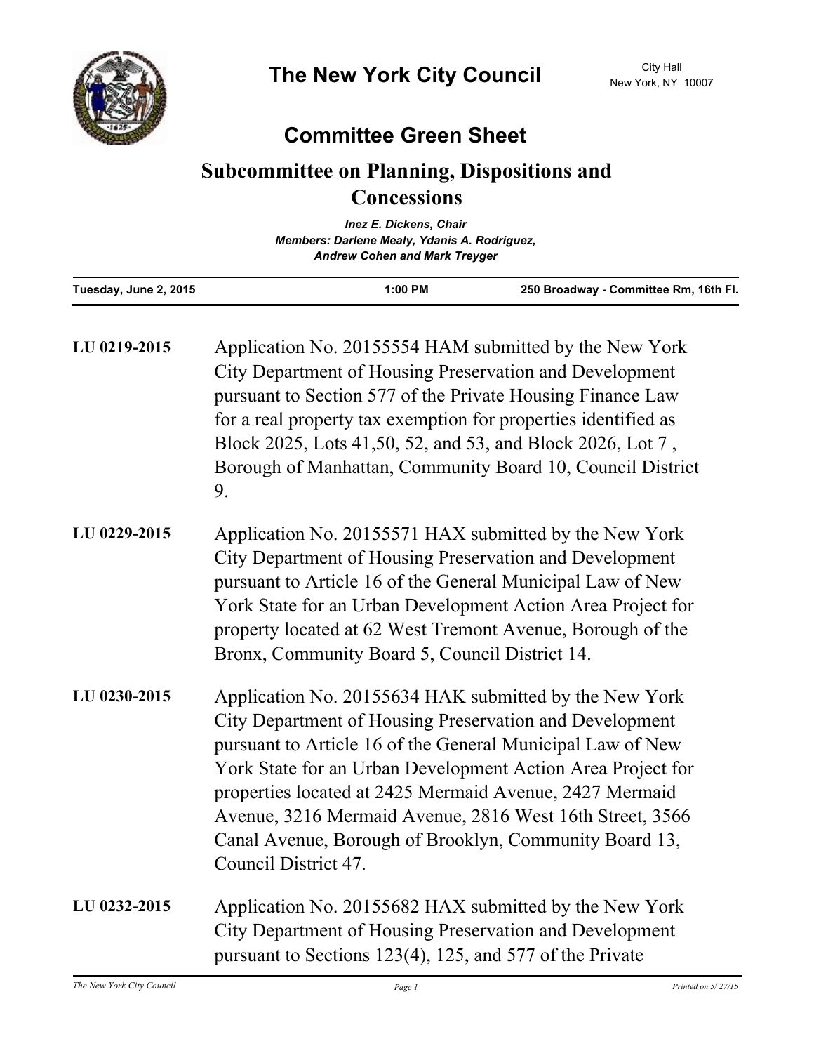# The New York City Council

City Hall
New York, NY 10007

## Committee Green Sheet

### Subcommittee on Planning, Dispositions and Concessions

*Inez E. Dickens, Chair*
*Members: Darlene Mealy, Ydanis A. Rodriguez, Andrew Cohen and Mark Treyger*

| Tuesday, June 2, 2015 | 1:00 PM | 250 Broadway - Committee Rm, 16th Fl. |
|---|---|---|

**LU 0219-2015** Application No. 20155554 HAM submitted by the New York City Department of Housing Preservation and Development pursuant to Section 577 of the Private Housing Finance Law for a real property tax exemption for properties identified as Block 2025, Lots 41,50, 52, and 53, and Block 2026, Lot 7 , Borough of Manhattan, Community Board 10, Council District 9.

**LU 0229-2015** Application No. 20155571 HAX submitted by the New York City Department of Housing Preservation and Development pursuant to Article 16 of the General Municipal Law of New York State for an Urban Development Action Area Project for property located at 62 West Tremont Avenue, Borough of the Bronx, Community Board 5, Council District 14.

**LU 0230-2015** Application No. 20155634 HAK submitted by the New York City Department of Housing Preservation and Development pursuant to Article 16 of the General Municipal Law of New York State for an Urban Development Action Area Project for properties located at 2425 Mermaid Avenue, 2427 Mermaid Avenue, 3216 Mermaid Avenue, 2816 West 16th Street, 3566 Canal Avenue, Borough of Brooklyn, Community Board 13, Council District 47.

**LU 0232-2015** Application No. 20155682 HAX submitted by the New York City Department of Housing Preservation and Development pursuant to Sections 123(4), 125, and 577 of the Private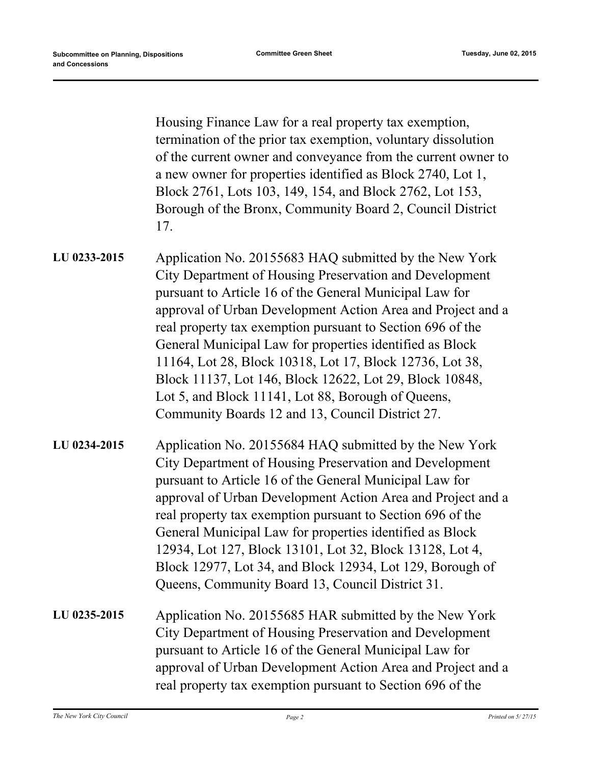Housing Finance Law for a real property tax exemption, termination of the prior tax exemption, voluntary dissolution of the current owner and conveyance from the current owner to a new owner for properties identified as Block 2740, Lot 1, Block 2761, Lots 103, 149, 154, and Block 2762, Lot 153, Borough of the Bronx, Community Board 2, Council District 17.

**LU 0233-2015** Application No. 20155683 HAQ submitted by the New York City Department of Housing Preservation and Development pursuant to Article 16 of the General Municipal Law for approval of Urban Development Action Area and Project and a real property tax exemption pursuant to Section 696 of the General Municipal Law for properties identified as Block 11164, Lot 28, Block 10318, Lot 17, Block 12736, Lot 38, Block 11137, Lot 146, Block 12622, Lot 29, Block 10848, Lot 5, and Block 11141, Lot 88, Borough of Queens, Community Boards 12 and 13, Council District 27.

**LU 0234-2015** Application No. 20155684 HAQ submitted by the New York City Department of Housing Preservation and Development pursuant to Article 16 of the General Municipal Law for approval of Urban Development Action Area and Project and a real property tax exemption pursuant to Section 696 of the General Municipal Law for properties identified as Block 12934, Lot 127, Block 13101, Lot 32, Block 13128, Lot 4, Block 12977, Lot 34, and Block 12934, Lot 129, Borough of Queens, Community Board 13, Council District 31.

**LU 0235-2015** Application No. 20155685 HAR submitted by the New York City Department of Housing Preservation and Development pursuant to Article 16 of the General Municipal Law for approval of Urban Development Action Area and Project and a real property tax exemption pursuant to Section 696 of the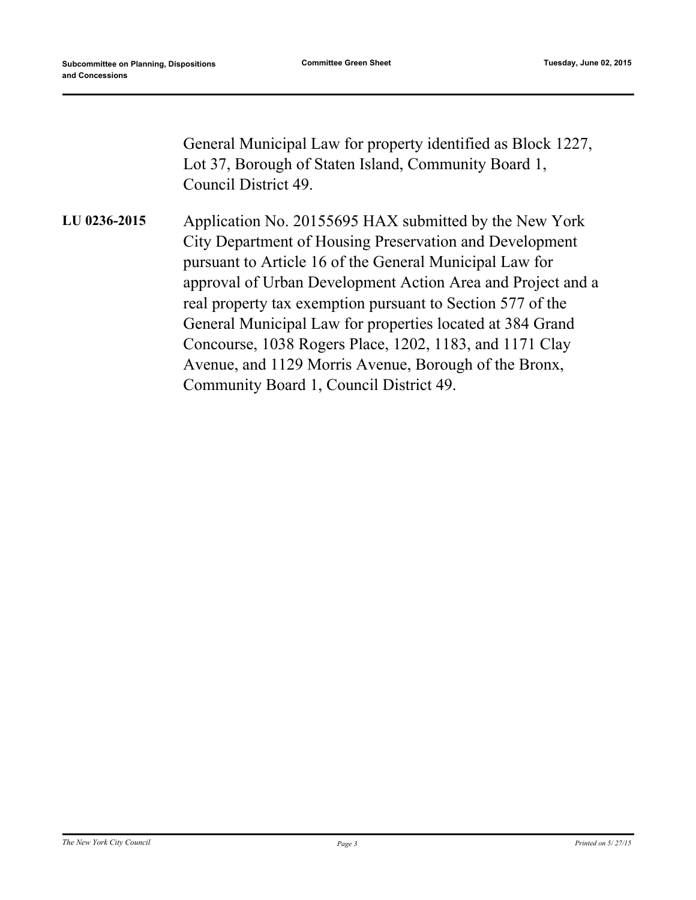General Municipal Law for property identified as Block 1227, Lot 37, Borough of Staten Island, Community Board 1, Council District 49.

**LU 0236-2015** Application No. 20155695 HAX submitted by the New York City Department of Housing Preservation and Development pursuant to Article 16 of the General Municipal Law for approval of Urban Development Action Area and Project and a real property tax exemption pursuant to Section 577 of the General Municipal Law for properties located at 384 Grand Concourse, 1038 Rogers Place, 1202, 1183, and 1171 Clay Avenue, and 1129 Morris Avenue, Borough of the Bronx, Community Board 1, Council District 49.